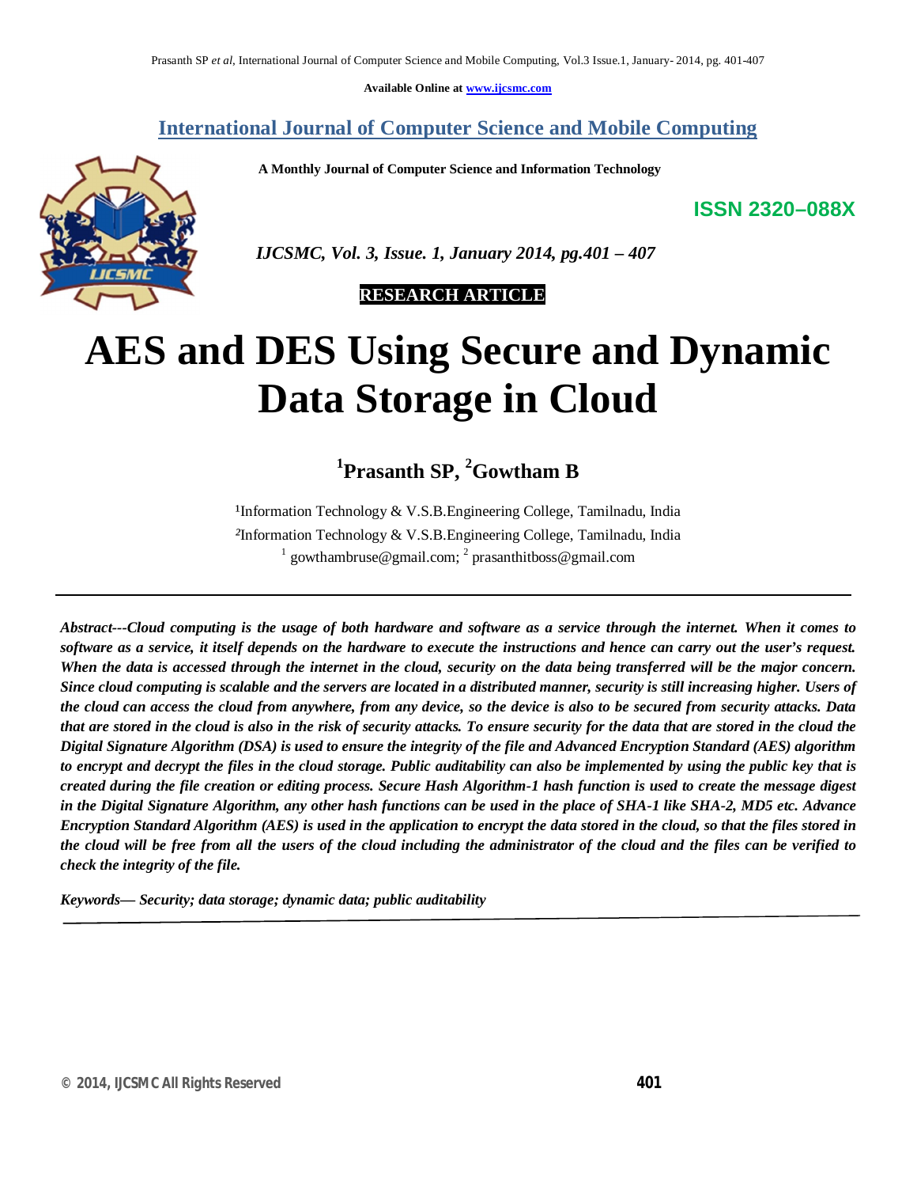Available Online at www.ijcsmc.com

# International Journal of Computer Science and Mobile Computing

**A Monthly Journal of Computer Science and Information Technology**

**ISSN 2320–088X**

*IJCSMC, Vol. 3, Issue. 1, January 2014, pg.401 – 407*

**RESEARCH ARTICLE**

# AES and DES Using Secure and Dynamic Data Storage in Cloud

**[1]Prasanth SP, [2]Gowtham B**

[1]Information Technology & V.S.B.Engineering College, Tamilnadu, India
[2]Information Technology & V.S.B.Engineering College, Tamilnadu, India
[1] gowthambruse@gmail.com; [2] prasanthitboss@gmail.com

***Abstract---Cloud computing is the usage of both hardware and software as a service through the internet. When it comes to software as a service, it itself depends on the hardware to execute the instructions and hence can carry out the user's request. When the data is accessed through the internet in the cloud, security on the data being transferred will be the major concern. Since cloud computing is scalable and the servers are located in a distributed manner, security is still increasing higher. Users of the cloud can access the cloud from anywhere, from any device, so the device is also to be secured from security attacks. Data that are stored in the cloud is also in the risk of security attacks. To ensure security for the data that are stored in the cloud the Digital Signature Algorithm (DSA) is used to ensure the integrity of the file and Advanced Encryption Standard (AES) algorithm to encrypt and decrypt the files in the cloud storage. Public auditability can also be implemented by using the public key that is created during the file creation or editing process. Secure Hash Algorithm-1 hash function is used to create the message digest in the Digital Signature Algorithm, any other hash functions can be used in the place of SHA-1 like SHA-2, MD5 etc. Advance Encryption Standard Algorithm (AES) is used in the application to encrypt the data stored in the cloud, so that the files stored in the cloud will be free from all the users of the cloud including the administrator of the cloud and the files can be verified to check the integrity of the file.***

***Keywords— Security; data storage; dynamic data; public auditability***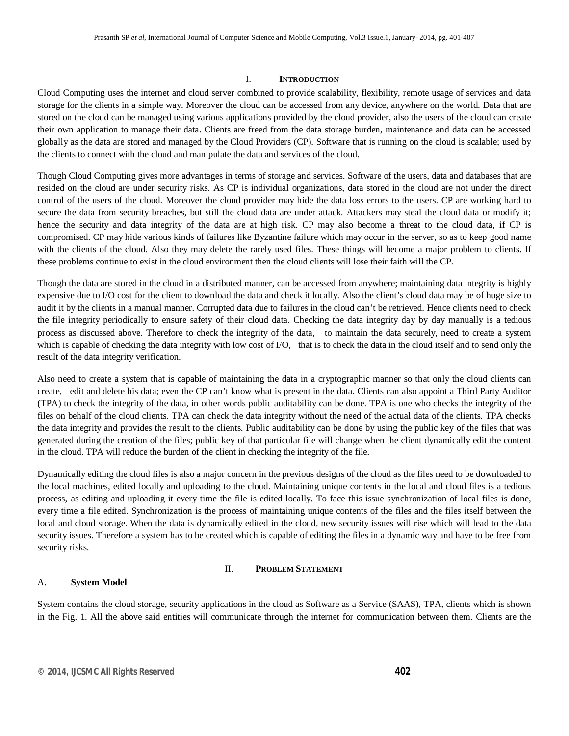## I. INTRODUCTION

Cloud Computing uses the internet and cloud server combined to provide scalability, flexibility, remote usage of services and data storage for the clients in a simple way. Moreover the cloud can be accessed from any device, anywhere on the world. Data that are stored on the cloud can be managed using various applications provided by the cloud provider, also the users of the cloud can create their own application to manage their data. Clients are freed from the data storage burden, maintenance and data can be accessed globally as the data are stored and managed by the Cloud Providers (CP). Software that is running on the cloud is scalable; used by the clients to connect with the cloud and manipulate the data and services of the cloud.

Though Cloud Computing gives more advantages in terms of storage and services. Software of the users, data and databases that are resided on the cloud are under security risks. As CP is individual organizations, data stored in the cloud are not under the direct control of the users of the cloud. Moreover the cloud provider may hide the data loss errors to the users. CP are working hard to secure the data from security breaches, but still the cloud data are under attack. Attackers may steal the cloud data or modify it; hence the security and data integrity of the data are at high risk. CP may also become a threat to the cloud data, if CP is compromised. CP may hide various kinds of failures like Byzantine failure which may occur in the server, so as to keep good name with the clients of the cloud. Also they may delete the rarely used files. These things will become a major problem to clients. If these problems continue to exist in the cloud environment then the cloud clients will lose their faith will the CP.

Though the data are stored in the cloud in a distributed manner, can be accessed from anywhere; maintaining data integrity is highly expensive due to I/O cost for the client to download the data and check it locally. Also the client's cloud data may be of huge size to audit it by the clients in a manual manner. Corrupted data due to failures in the cloud can't be retrieved. Hence clients need to check the file integrity periodically to ensure safety of their cloud data. Checking the data integrity day by day manually is a tedious process as discussed above. Therefore to check the integrity of the data, to maintain the data securely, need to create a system which is capable of checking the data integrity with low cost of I/O, that is to check the data in the cloud itself and to send only the result of the data integrity verification.

Also need to create a system that is capable of maintaining the data in a cryptographic manner so that only the cloud clients can create, edit and delete his data; even the CP can't know what is present in the data. Clients can also appoint a Third Party Auditor (TPA) to check the integrity of the data, in other words public auditability can be done. TPA is one who checks the integrity of the files on behalf of the cloud clients. TPA can check the data integrity without the need of the actual data of the clients. TPA checks the data integrity and provides the result to the clients. Public auditability can be done by using the public key of the files that was generated during the creation of the files; public key of that particular file will change when the client dynamically edit the content in the cloud. TPA will reduce the burden of the client in checking the integrity of the file.

Dynamically editing the cloud files is also a major concern in the previous designs of the cloud as the files need to be downloaded to the local machines, edited locally and uploading to the cloud. Maintaining unique contents in the local and cloud files is a tedious process, as editing and uploading it every time the file is edited locally. To face this issue synchronization of local files is done, every time a file edited. Synchronization is the process of maintaining unique contents of the files and the files itself between the local and cloud storage. When the data is dynamically edited in the cloud, new security issues will rise which will lead to the data security issues. Therefore a system has to be created which is capable of editing the files in a dynamic way and have to be free from security risks.

## II. PROBLEM STATEMENT

### A. System Model

System contains the cloud storage, security applications in the cloud as Software as a Service (SAAS), TPA, clients which is shown in the Fig. 1. All the above said entities will communicate through the internet for communication between them. Clients are the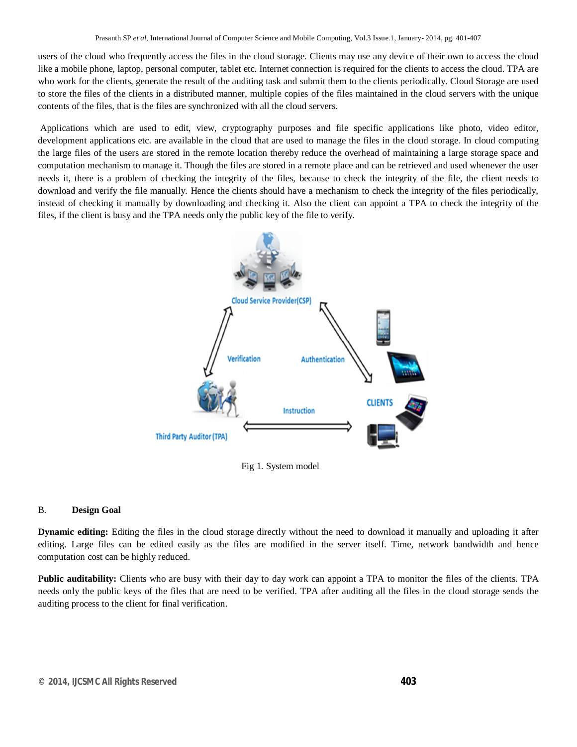users of the cloud who frequently access the files in the cloud storage. Clients may use any device of their own to access the cloud like a mobile phone, laptop, personal computer, tablet etc. Internet connection is required for the clients to access the cloud. TPA are who work for the clients, generate the result of the auditing task and submit them to the clients periodically. Cloud Storage are used to store the files of the clients in a distributed manner, multiple copies of the files maintained in the cloud servers with the unique contents of the files, that is the files are synchronized with all the cloud servers.

Applications which are used to edit, view, cryptography purposes and file specific applications like photo, video editor, development applications etc. are available in the cloud that are used to manage the files in the cloud storage. In cloud computing the large files of the users are stored in the remote location thereby reduce the overhead of maintaining a large storage space and computation mechanism to manage it. Though the files are stored in a remote place and can be retrieved and used whenever the user needs it, there is a problem of checking the integrity of the files, because to check the integrity of the file, the client needs to download and verify the file manually. Hence the clients should have a mechanism to check the integrity of the files periodically, instead of checking it manually by downloading and checking it. Also the client can appoint a TPA to check the integrity of the files, if the client is busy and the TPA needs only the public key of the file to verify.

Fig 1. System model

### B. Design Goal

**Dynamic editing:** Editing the files in the cloud storage directly without the need to download it manually and uploading it after editing. Large files can be edited easily as the files are modified in the server itself. Time, network bandwidth and hence computation cost can be highly reduced.

**Public auditability:** Clients who are busy with their day to day work can appoint a TPA to monitor the files of the clients. TPA needs only the public keys of the files that are need to be verified. TPA after auditing all the files in the cloud storage sends the auditing process to the client for final verification.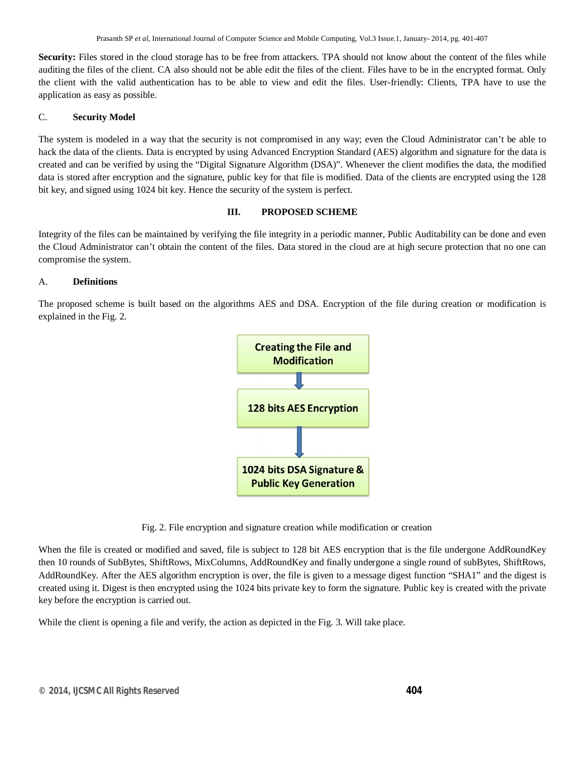**Security:** Files stored in the cloud storage has to be free from attackers. TPA should not know about the content of the files while auditing the files of the client. CA also should not be able edit the files of the client. Files have to be in the encrypted format. Only the client with the valid authentication has to be able to view and edit the files. User-friendly: Clients, TPA have to use the application as easy as possible.

### C. Security Model

The system is modeled in a way that the security is not compromised in any way; even the Cloud Administrator can't be able to hack the data of the clients. Data is encrypted by using Advanced Encryption Standard (AES) algorithm and signature for the data is created and can be verified by using the "Digital Signature Algorithm (DSA)". Whenever the client modifies the data, the modified data is stored after encryption and the signature, public key for that file is modified. Data of the clients are encrypted using the 128 bit key, and signed using 1024 bit key. Hence the security of the system is perfect.

## III. PROPOSED SCHEME

Integrity of the files can be maintained by verifying the file integrity in a periodic manner, Public Auditability can be done and even the Cloud Administrator can't obtain the content of the files. Data stored in the cloud are at high secure protection that no one can compromise the system.

### A. Definitions

The proposed scheme is built based on the algorithms AES and DSA. Encryption of the file during creation or modification is explained in the Fig. 2.

Creating the File and Modification

128 bits AES Encryption

1024 bits DSA Signature & Public Key Generation

Fig. 2. File encryption and signature creation while modification or creation

When the file is created or modified and saved, file is subject to 128 bit AES encryption that is the file undergone AddRoundKey then 10 rounds of SubBytes, ShiftRows, MixColumns, AddRoundKey and finally undergone a single round of subBytes, ShiftRows, AddRoundKey. After the AES algorithm encryption is over, the file is given to a message digest function "SHA1" and the digest is created using it. Digest is then encrypted using the 1024 bits private key to form the signature. Public key is created with the private key before the encryption is carried out.

While the client is opening a file and verify, the action as depicted in the Fig. 3. Will take place.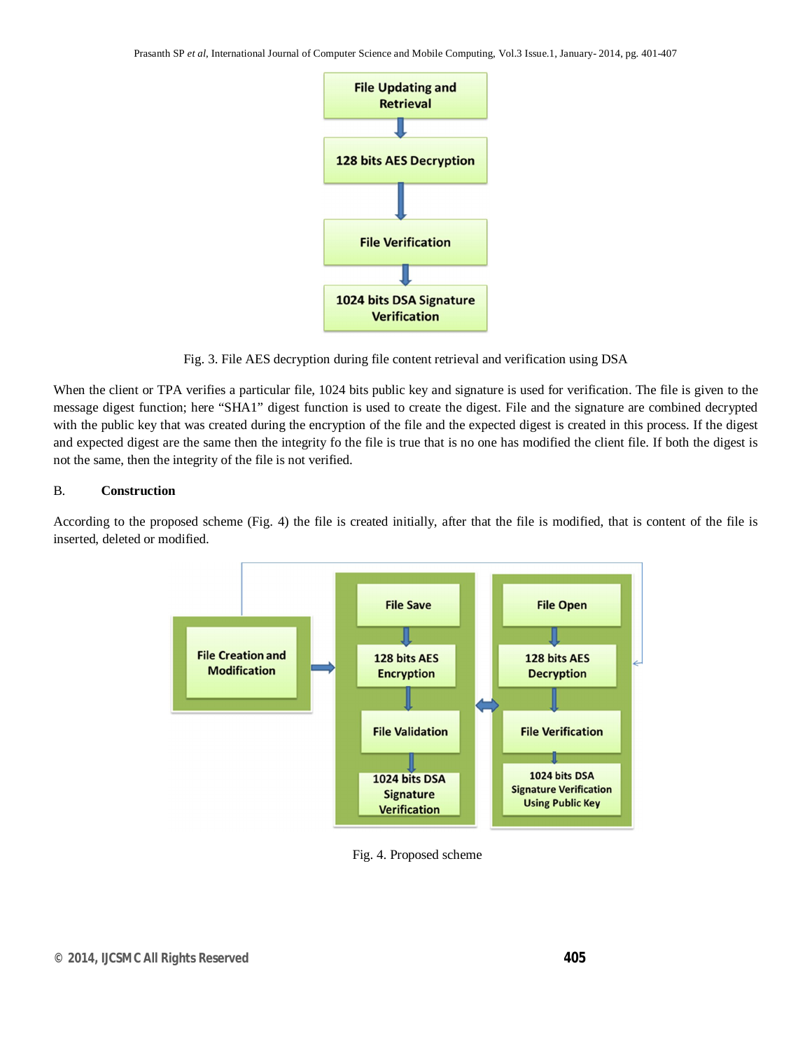Fig. 3. File AES decryption during file content retrieval and verification using DSA

When the client or TPA verifies a particular file, 1024 bits public key and signature is used for verification. The file is given to the message digest function; here "SHA1" digest function is used to create the digest. File and the signature are combined decrypted with the public key that was created during the encryption of the file and the expected digest is created in this process. If the digest and expected digest are the same then the integrity fo the file is true that is no one has modified the client file. If both the digest is not the same, then the integrity of the file is not verified.

### B. Construction

According to the proposed scheme (Fig. 4) the file is created initially, after that the file is modified, that is content of the file is inserted, deleted or modified.

Fig. 4. Proposed scheme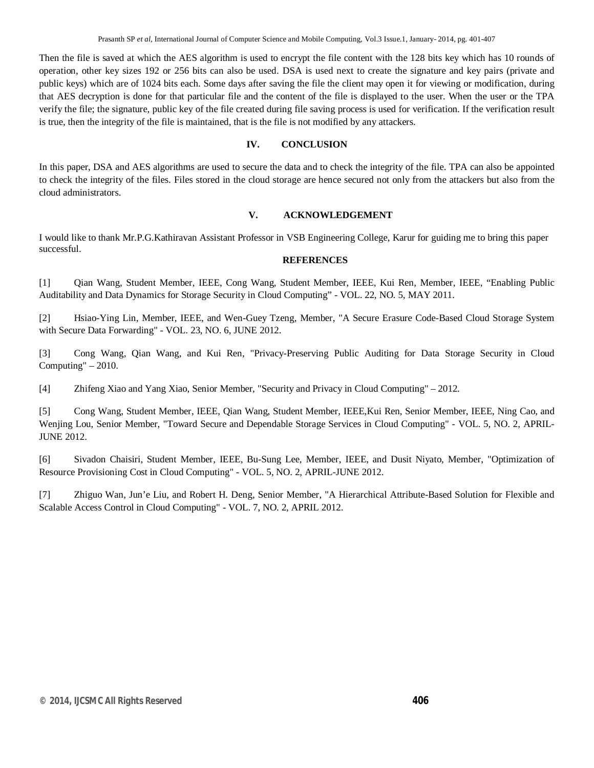Then the file is saved at which the AES algorithm is used to encrypt the file content with the 128 bits key which has 10 rounds of operation, other key sizes 192 or 256 bits can also be used. DSA is used next to create the signature and key pairs (private and public keys) which are of 1024 bits each. Some days after saving the file the client may open it for viewing or modification, during that AES decryption is done for that particular file and the content of the file is displayed to the user. When the user or the TPA verify the file; the signature, public key of the file created during file saving process is used for verification. If the verification result is true, then the integrity of the file is maintained, that is the file is not modified by any attackers.

## IV. CONCLUSION

In this paper, DSA and AES algorithms are used to secure the data and to check the integrity of the file. TPA can also be appointed to check the integrity of the files. Files stored in the cloud storage are hence secured not only from the attackers but also from the cloud administrators.

## V. ACKNOWLEDGEMENT

I would like to thank Mr.P.G.Kathiravan Assistant Professor in VSB Engineering College, Karur for guiding me to bring this paper successful.

## REFERENCES

[1] Qian Wang, Student Member, IEEE, Cong Wang, Student Member, IEEE, Kui Ren, Member, IEEE, "Enabling Public Auditability and Data Dynamics for Storage Security in Cloud Computing" - VOL. 22, NO. 5, MAY 2011.

[2] Hsiao-Ying Lin, Member, IEEE, and Wen-Guey Tzeng, Member, "A Secure Erasure Code-Based Cloud Storage System with Secure Data Forwarding" - VOL. 23, NO. 6, JUNE 2012.

[3] Cong Wang, Qian Wang, and Kui Ren, "Privacy-Preserving Public Auditing for Data Storage Security in Cloud Computing" – 2010.

[4] Zhifeng Xiao and Yang Xiao, Senior Member, "Security and Privacy in Cloud Computing" – 2012.

[5] Cong Wang, Student Member, IEEE, Qian Wang, Student Member, IEEE,Kui Ren, Senior Member, IEEE, Ning Cao, and Wenjing Lou, Senior Member, "Toward Secure and Dependable Storage Services in Cloud Computing" - VOL. 5, NO. 2, APRIL-JUNE 2012.

[6] Sivadon Chaisiri, Student Member, IEEE, Bu-Sung Lee, Member, IEEE, and Dusit Niyato, Member, "Optimization of Resource Provisioning Cost in Cloud Computing" - VOL. 5, NO. 2, APRIL-JUNE 2012.

[7] Zhiguo Wan, Jun'e Liu, and Robert H. Deng, Senior Member, "A Hierarchical Attribute-Based Solution for Flexible and Scalable Access Control in Cloud Computing" - VOL. 7, NO. 2, APRIL 2012.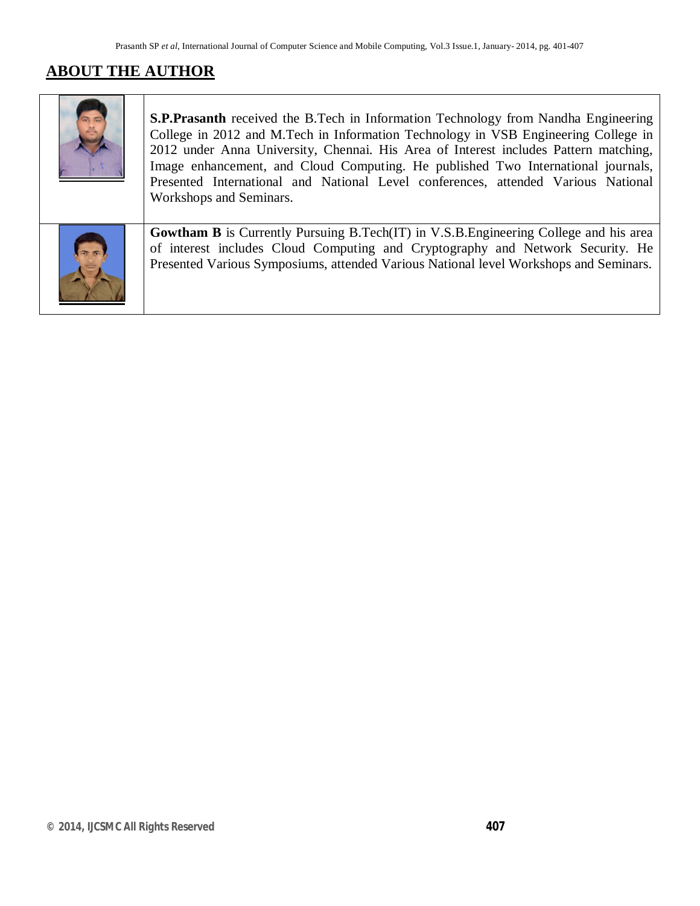## ABOUT THE AUTHOR

**S.P.Prasanth** received the B.Tech in Information Technology from Nandha Engineering College in 2012 and M.Tech in Information Technology in VSB Engineering College in 2012 under Anna University, Chennai. His Area of Interest includes Pattern matching, Image enhancement, and Cloud Computing. He published Two International journals, Presented International and National Level conferences, attended Various National Workshops and Seminars.

**Gowtham B** is Currently Pursuing B.Tech(IT) in V.S.B.Engineering College and his area of interest includes Cloud Computing and Cryptography and Network Security. He Presented Various Symposiums, attended Various National level Workshops and Seminars.